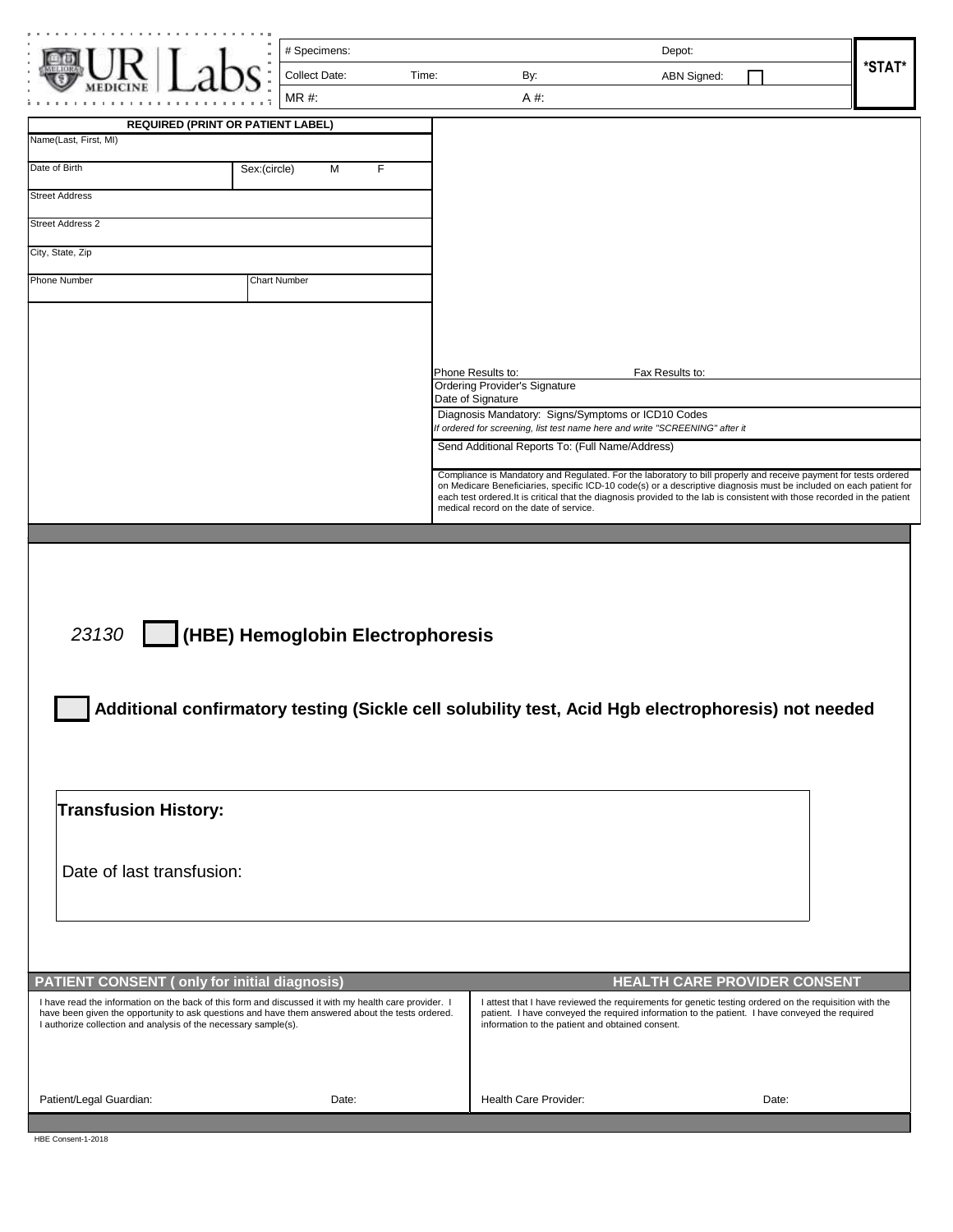UR | Labs MEDICINE

| # Specimens: | | Depot: | | *STAT* |
| --- | --- | --- | --- | --- |
| Collect Date: | Time: | By: | ABN Signed: ☐ | |
| MR #: | | A #: | | |

**REQUIRED (PRINT OR PATIENT LABEL)**

| Name(Last, First, MI) | |
| --- | --- |
| Date of Birth | Sex:(circle) M F |
| Street Address | |
| Street Address 2 | |
| City, State, Zip | |
| Phone Number | Chart Number |

Phone Results to: Fax Results to:

Ordering Provider's Signature

Date of Signature

Diagnosis Mandatory: Signs/Symptoms or ICD10 Codes

*If ordered for screening, list test name here and write "SCREENING" after it*

Send Additional Reports To: (Full Name/Address)

Compliance is Mandatory and Regulated. For the laboratory to bill properly and receive payment for tests ordered on Medicare Beneficiaries, specific ICD-10 code(s) or a descriptive diagnosis must be included on each patient for each test ordered.It is critical that the diagnosis provided to the lab is consistent with those recorded in the patient medical record on the date of service.

*23130* ☐ **(HBE) Hemoglobin Electrophoresis**

☐ **Additional confirmatory testing (Sickle cell solubility test, Acid Hgb electrophoresis) not needed**

**Transfusion History:**

Date of last transfusion:

**PATIENT CONSENT ( only for initial diagnosis)**

I have read the information on the back of this form and discussed it with my health care provider. I have been given the opportunity to ask questions and have them answered about the tests ordered. I authorize collection and analysis of the necessary sample(s).

Patient/Legal Guardian: Date:

**HEALTH CARE PROVIDER CONSENT**

I attest that I have reviewed the requirements for genetic testing ordered on the requisition with the patient. I have conveyed the required information to the patient. I have conveyed the required information to the patient and obtained consent.

Health Care Provider: Date:

HBE Consent-1-2018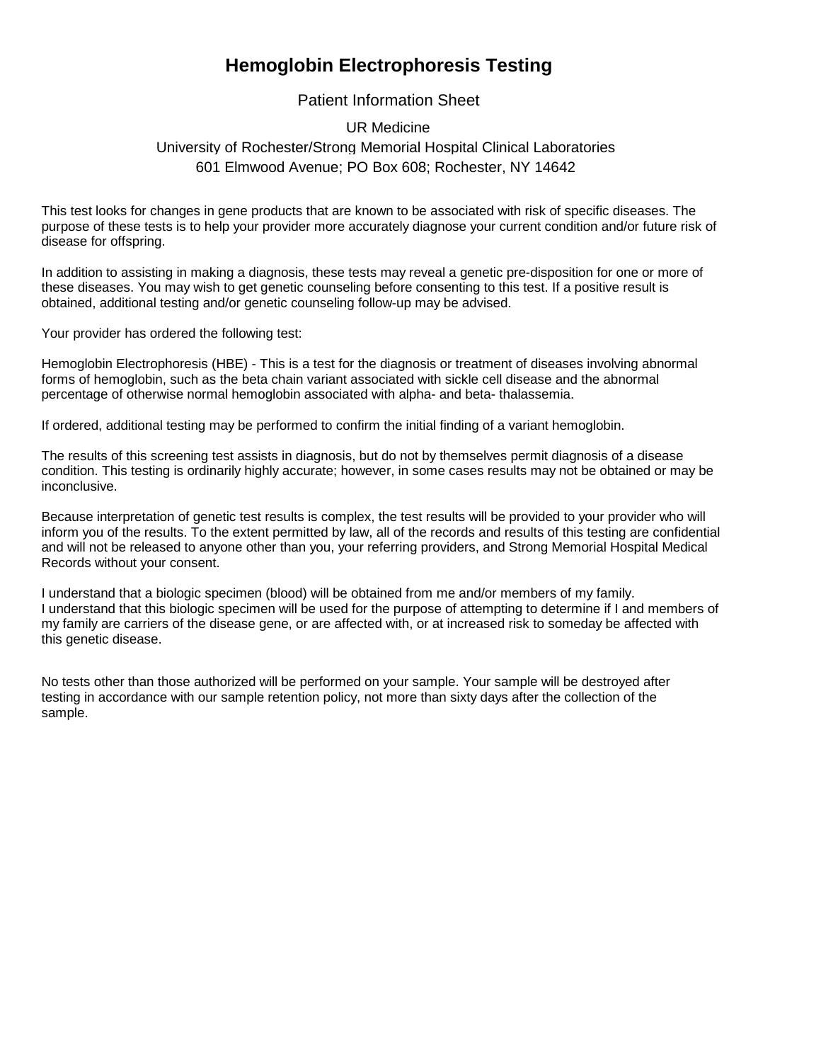# Hemoglobin Electrophoresis Testing

Patient Information Sheet

UR Medicine

University of Rochester/Strong Memorial Hospital Clinical Laboratories

601 Elmwood Avenue; PO Box 608; Rochester, NY 14642

This test looks for changes in gene products that are known to be associated with risk of specific diseases. The purpose of these tests is to help your provider more accurately diagnose your current condition and/or future risk of disease for offspring.

In addition to assisting in making a diagnosis, these tests may reveal a genetic pre-disposition for one or more of these diseases. You may wish to get genetic counseling before consenting to this test. If a positive result is obtained, additional testing and/or genetic counseling follow-up may be advised.

Your provider has ordered the following test:

Hemoglobin Electrophoresis (HBE) - This is a test for the diagnosis or treatment of diseases involving abnormal forms of hemoglobin, such as the beta chain variant associated with sickle cell disease and the abnormal percentage of otherwise normal hemoglobin associated with alpha- and beta- thalassemia.

If ordered, additional testing may be performed to confirm the initial finding of a variant hemoglobin.

The results of this screening test assists in diagnosis, but do not by themselves permit diagnosis of a disease condition. This testing is ordinarily highly accurate; however, in some cases results may not be obtained or may be inconclusive.

Because interpretation of genetic test results is complex, the test results will be provided to your provider who will inform you of the results. To the extent permitted by law, all of the records and results of this testing are confidential and will not be released to anyone other than you, your referring providers, and Strong Memorial Hospital Medical Records without your consent.

I understand that a biologic specimen (blood) will be obtained from me and/or members of my family.
I understand that this biologic specimen will be used for the purpose of attempting to determine if I and members of my family are carriers of the disease gene, or are affected with, or at increased risk to someday be affected with this genetic disease.

No tests other than those authorized will be performed on your sample. Your sample will be destroyed after testing in accordance with our sample retention policy, not more than sixty days after the collection of the sample.